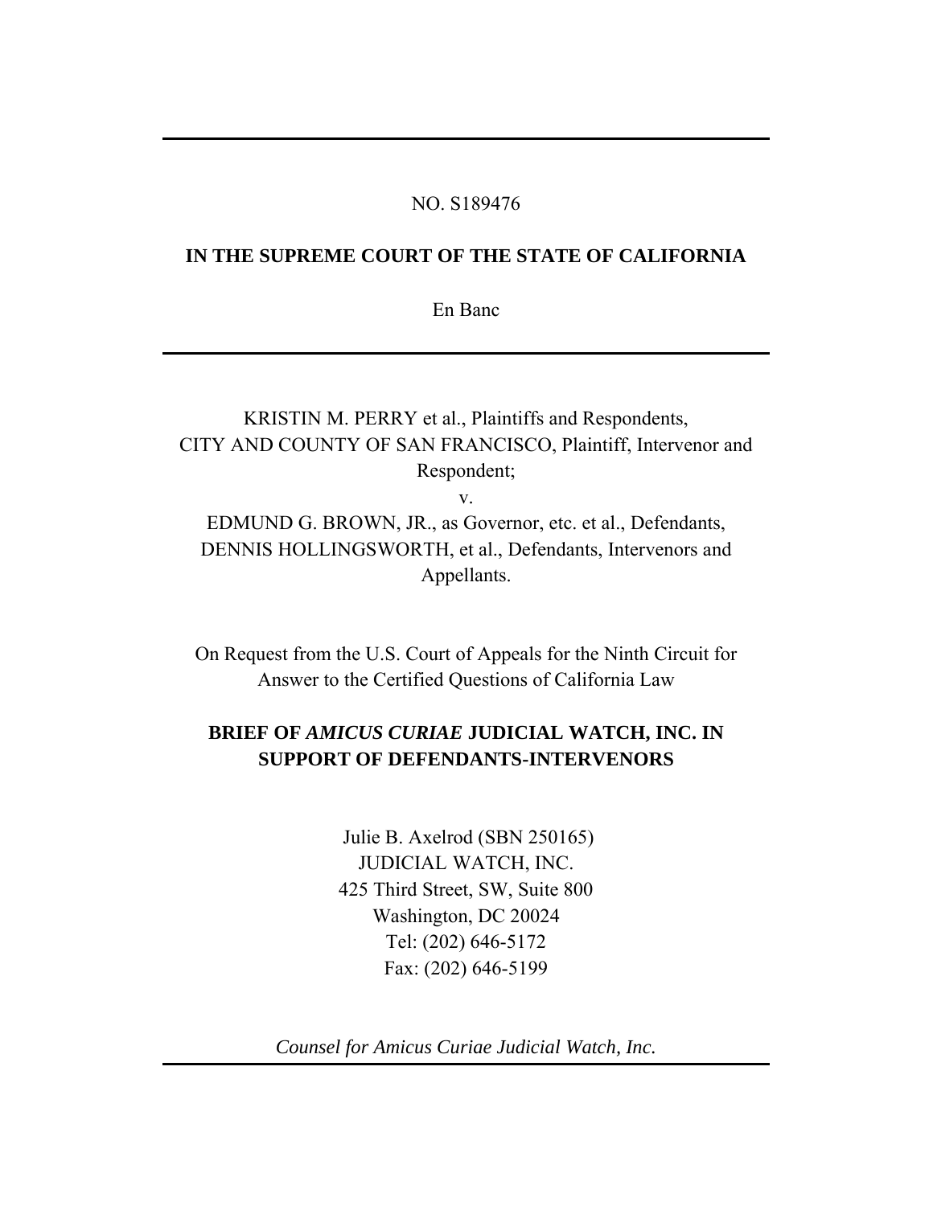NO. S189476

**IN THE SUPREME COURT OF THE STATE OF CALIFORNIA**

En Banc

---

KRISTIN M. PERRY et al., Plaintiffs and Respondents,
CITY AND COUNTY OF SAN FRANCISCO, Plaintiff, Intervenor and Respondent;

v.

EDMUND G. BROWN, JR., as Governor, etc. et al., Defendants,
DENNIS HOLLINGSWORTH, et al., Defendants, Intervenors and Appellants.

On Request from the U.S. Court of Appeals for the Ninth Circuit for Answer to the Certified Questions of California Law

**BRIEF OF *AMICUS CURIAE* JUDICIAL WATCH, INC. IN SUPPORT OF DEFENDANTS-INTERVENORS**

Julie B. Axelrod (SBN 250165)
JUDICIAL WATCH, INC.
425 Third Street, SW, Suite 800
Washington, DC 20024
Tel: (202) 646-5172
Fax: (202) 646-5199

*Counsel for Amicus Curiae Judicial Watch, Inc.*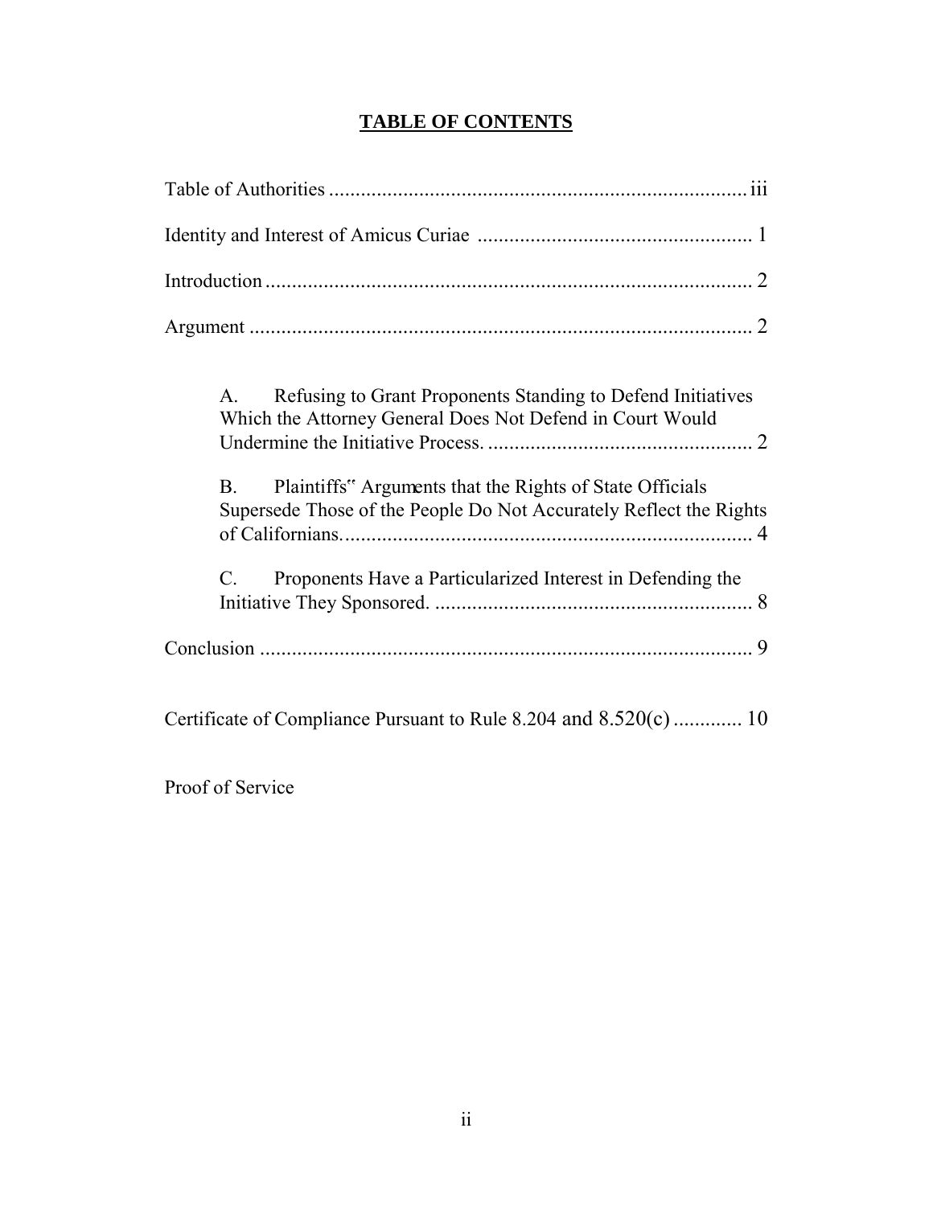# **TABLE OF CONTENTS**

Table of Authorities ............................................................................... iii

Identity and Interest of Amicus Curiae .................................................... 1

Introduction ........................................................................................... 2

Argument .............................................................................................. 2

A. Refusing to Grant Proponents Standing to Defend Initiatives Which the Attorney General Does Not Defend in Court Would Undermine the Initiative Process. ................................................... 2

B. Plaintiffs" Arguments that the Rights of State Officials Supersede Those of the People Do Not Accurately Reflect the Rights of Californians. ............................................................................. 4

C. Proponents Have a Particularized Interest in Defending the Initiative They Sponsored. ............................................................ 8

Conclusion ............................................................................................ 9

Certificate of Compliance Pursuant to Rule 8.204 and 8.520(c) ............. 10

Proof of Service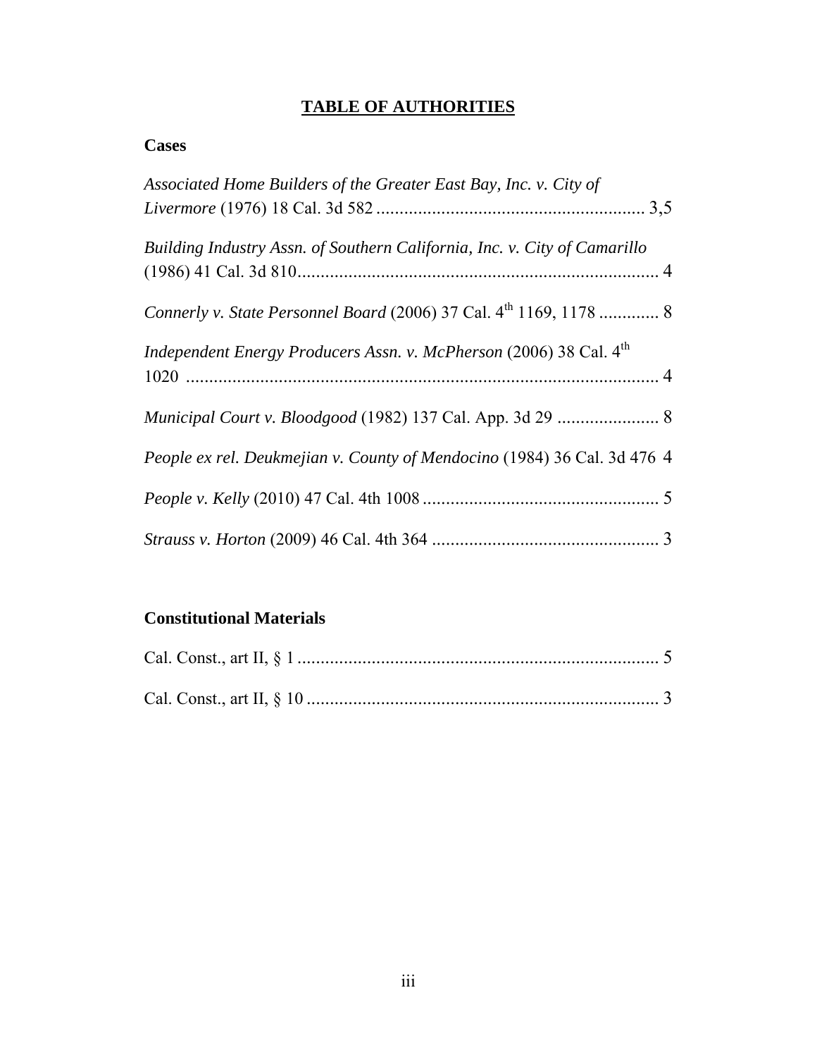# **TABLE OF AUTHORITIES**

## **Cases**

*Associated Home Builders of the Greater East Bay, Inc. v. City of Livermore* (1976) 18 Cal. 3d 582 ........................................................ 3,5

*Building Industry Assn. of Southern California, Inc. v. City of Camarillo* (1986) 41 Cal. 3d 810............................................................................ 4

*Connerly v. State Personnel Board* (2006) 37 Cal. 4th 1169, 1178 ............. 8

*Independent Energy Producers Assn. v. McPherson* (2006) 38 Cal. 4th 1020 ..................................................................................................... 4

*Municipal Court v. Bloodgood* (1982) 137 Cal. App. 3d 29 ...................... 8

*People ex rel. Deukmejian v. County of Mendocino* (1984) 36 Cal. 3d 476 4

*People v. Kelly* (2010) 47 Cal. 4th 1008 .................................................. 5

*Strauss v. Horton* (2009) 46 Cal. 4th 364 ................................................ 3

## **Constitutional Materials**

Cal. Const., art II, § 1 ............................................................................ 5

Cal. Const., art II, § 10 .......................................................................... 3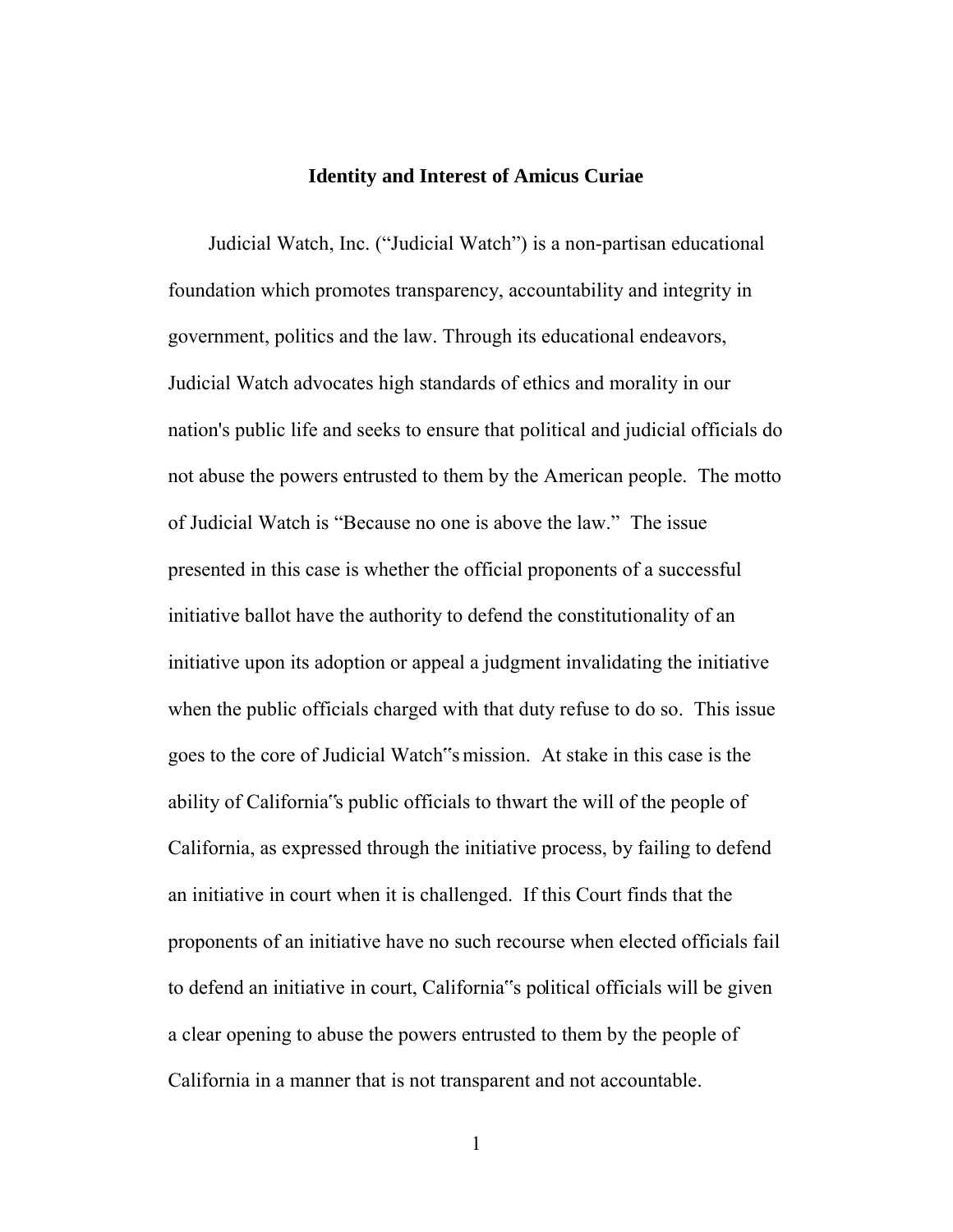## Identity and Interest of Amicus Curiae

Judicial Watch, Inc. ("Judicial Watch") is a non-partisan educational foundation which promotes transparency, accountability and integrity in government, politics and the law. Through its educational endeavors, Judicial Watch advocates high standards of ethics and morality in our nation's public life and seeks to ensure that political and judicial officials do not abuse the powers entrusted to them by the American people. The motto of Judicial Watch is "Because no one is above the law." The issue presented in this case is whether the official proponents of a successful initiative ballot have the authority to defend the constitutionality of an initiative upon its adoption or appeal a judgment invalidating the initiative when the public officials charged with that duty refuse to do so. This issue goes to the core of Judicial Watch‟s mission. At stake in this case is the ability of California‟s public officials to thwart the will of the people of California, as expressed through the initiative process, by failing to defend an initiative in court when it is challenged. If this Court finds that the proponents of an initiative have no such recourse when elected officials fail to defend an initiative in court, California‟s political officials will be given a clear opening to abuse the powers entrusted to them by the people of California in a manner that is not transparent and not accountable.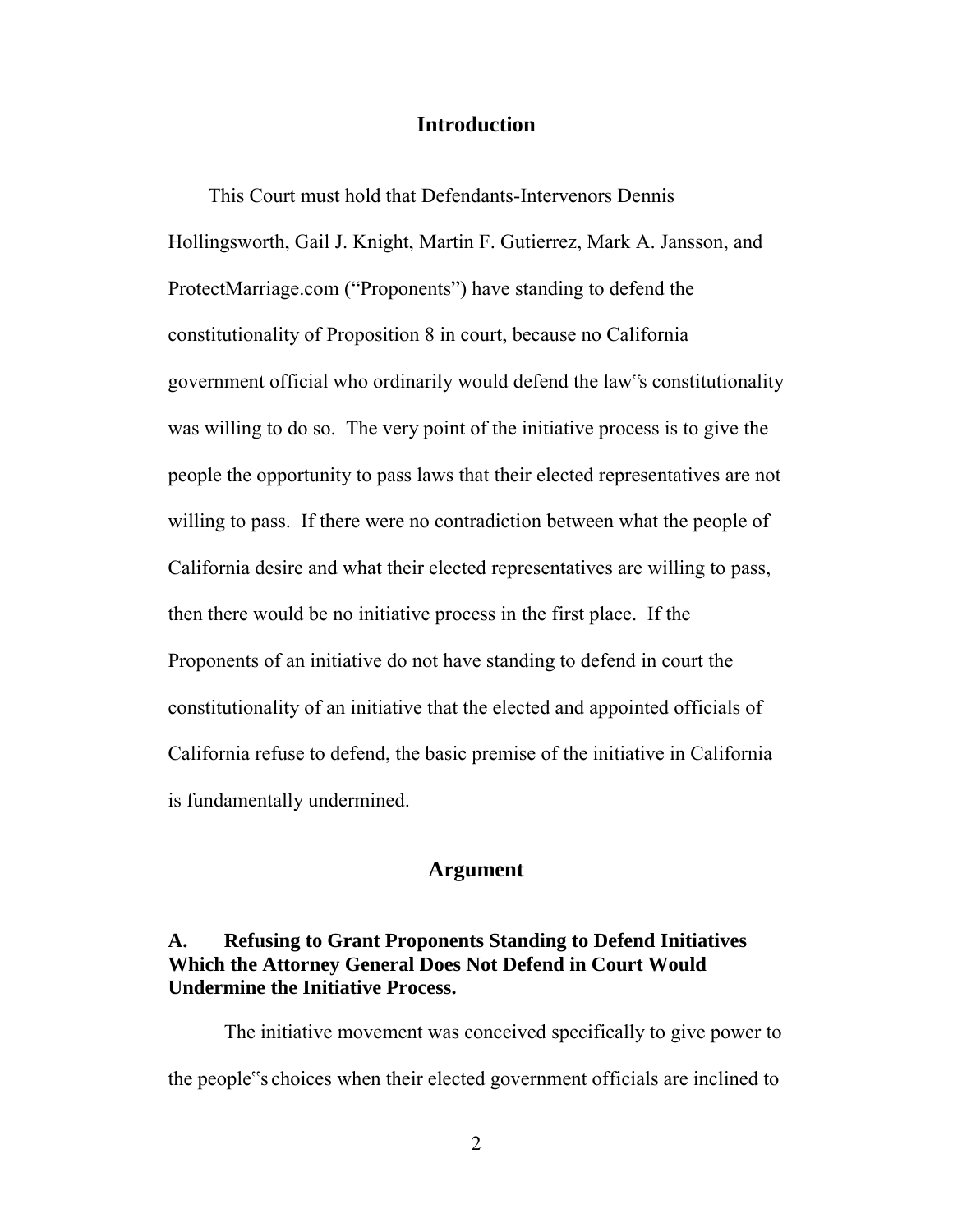## Introduction

This Court must hold that Defendants-Intervenors Dennis Hollingsworth, Gail J. Knight, Martin F. Gutierrez, Mark A. Jansson, and ProtectMarriage.com ("Proponents") have standing to defend the constitutionality of Proposition 8 in court, because no California government official who ordinarily would defend the law"s constitutionality was willing to do so. The very point of the initiative process is to give the people the opportunity to pass laws that their elected representatives are not willing to pass. If there were no contradiction between what the people of California desire and what their elected representatives are willing to pass, then there would be no initiative process in the first place. If the Proponents of an initiative do not have standing to defend in court the constitutionality of an initiative that the elected and appointed officials of California refuse to defend, the basic premise of the initiative in California is fundamentally undermined.

## Argument

### A. Refusing to Grant Proponents Standing to Defend Initiatives Which the Attorney General Does Not Defend in Court Would Undermine the Initiative Process.

The initiative movement was conceived specifically to give power to the people"s choices when their elected government officials are inclined to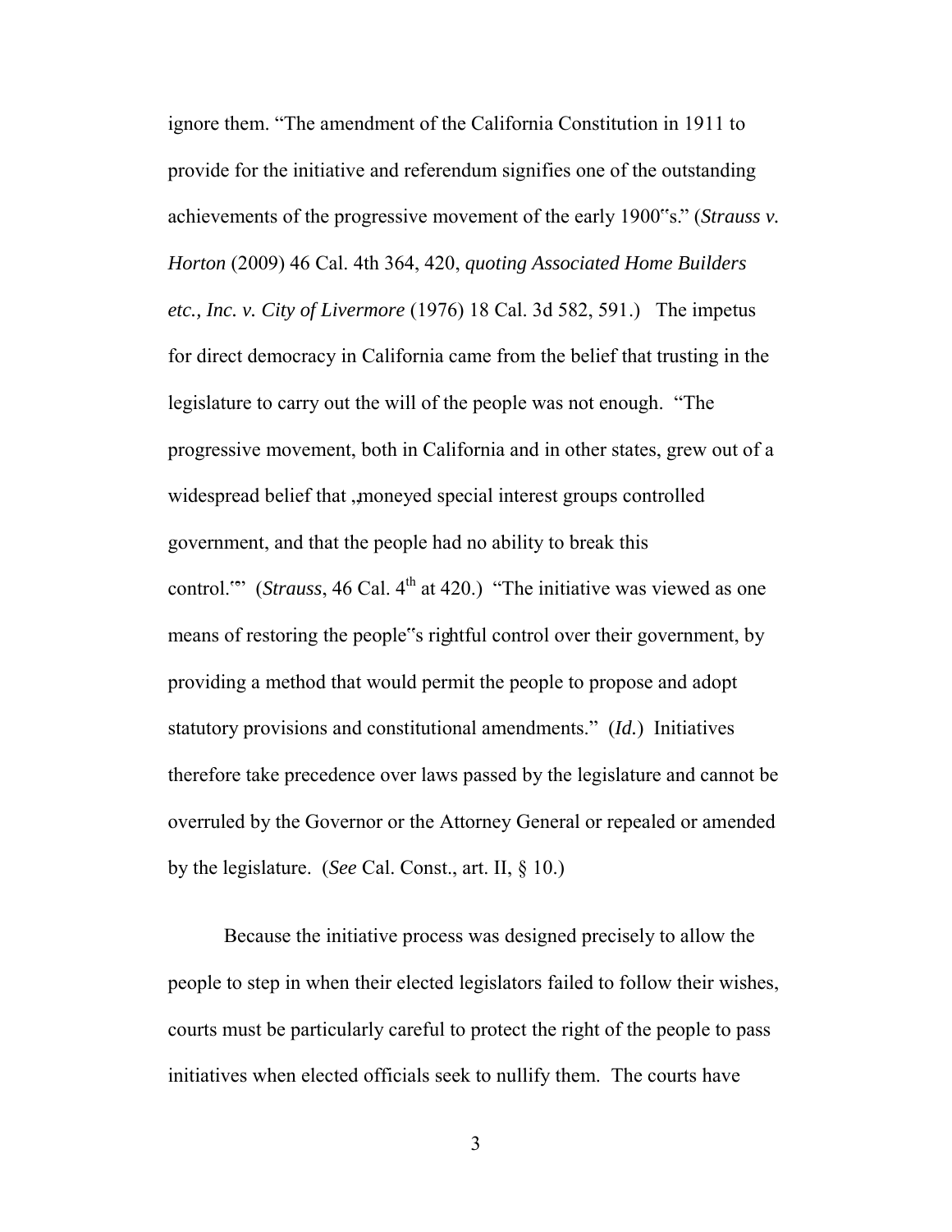ignore them. "The amendment of the California Constitution in 1911 to provide for the initiative and referendum signifies one of the outstanding achievements of the progressive movement of the early 1900"s." (*Strauss v. Horton* (2009) 46 Cal. 4th 364, 420, *quoting Associated Home Builders etc., Inc. v. City of Livermore* (1976) 18 Cal. 3d 582, 591.) The impetus for direct democracy in California came from the belief that trusting in the legislature to carry out the will of the people was not enough. "The progressive movement, both in California and in other states, grew out of a widespread belief that „moneyed special interest groups controlled government, and that the people had no ability to break this control."" (*Strauss*, 46 Cal. 4th at 420.) "The initiative was viewed as one means of restoring the people"s rightful control over their government, by providing a method that would permit the people to propose and adopt statutory provisions and constitutional amendments." (*Id.*) Initiatives therefore take precedence over laws passed by the legislature and cannot be overruled by the Governor or the Attorney General or repealed or amended by the legislature. (*See* Cal. Const., art. II, § 10.)

Because the initiative process was designed precisely to allow the people to step in when their elected legislators failed to follow their wishes, courts must be particularly careful to protect the right of the people to pass initiatives when elected officials seek to nullify them. The courts have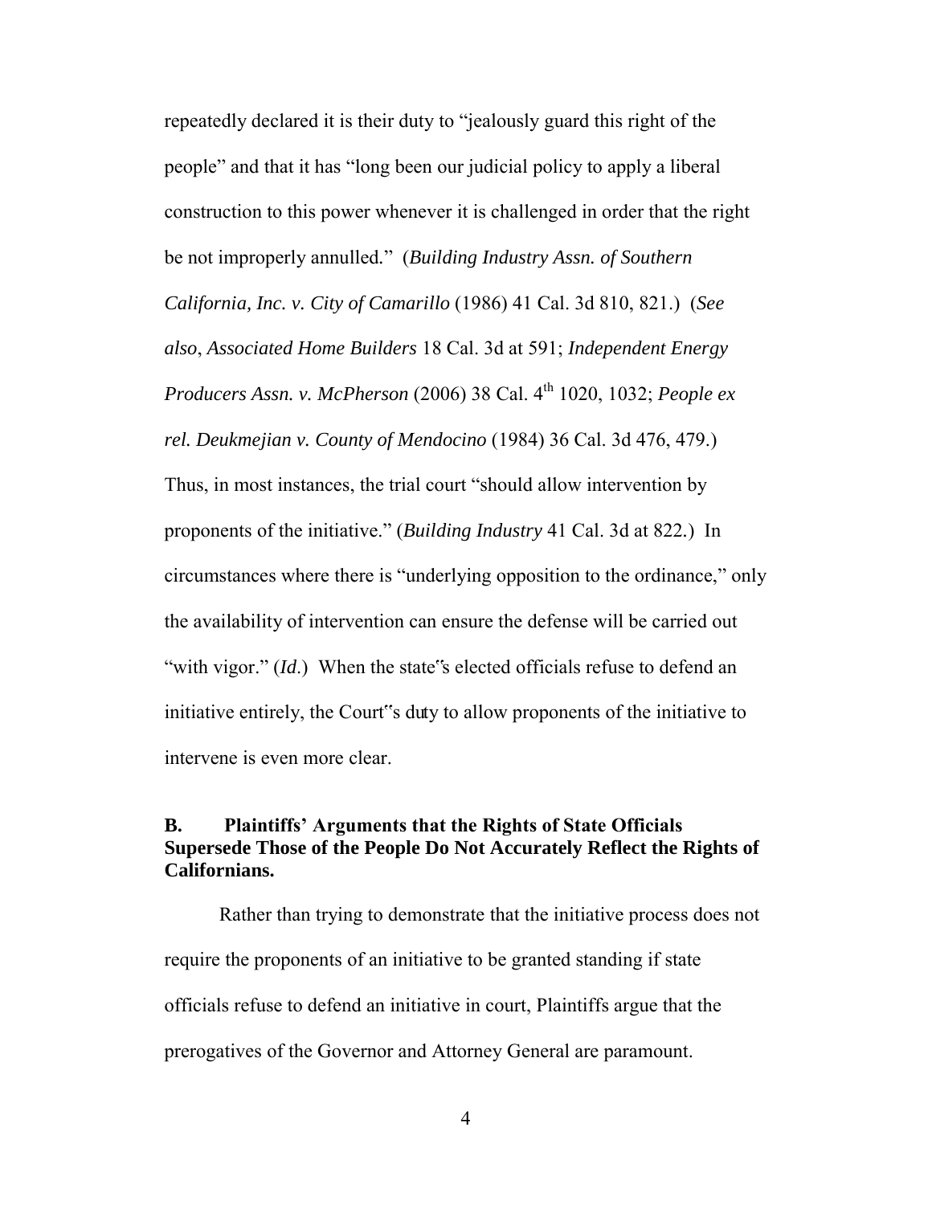repeatedly declared it is their duty to "jealously guard this right of the people" and that it has "long been our judicial policy to apply a liberal construction to this power whenever it is challenged in order that the right be not improperly annulled." (*Building Industry Assn. of Southern California, Inc. v. City of Camarillo* (1986) 41 Cal. 3d 810, 821.) (*See also*, *Associated Home Builders* 18 Cal. 3d at 591; *Independent Energy Producers Assn. v. McPherson* (2006) 38 Cal. 4th 1020, 1032; *People ex rel. Deukmejian v. County of Mendocino* (1984) 36 Cal. 3d 476, 479.) Thus, in most instances, the trial court "should allow intervention by proponents of the initiative." (*Building Industry* 41 Cal. 3d at 822.) In circumstances where there is "underlying opposition to the ordinance," only the availability of intervention can ensure the defense will be carried out "with vigor." (*Id*.) When the state"s elected officials refuse to defend an initiative entirely, the Court"s duty to allow proponents of the initiative to intervene is even more clear.

### B. Plaintiffs' Arguments that the Rights of State Officials Supersede Those of the People Do Not Accurately Reflect the Rights of Californians.

Rather than trying to demonstrate that the initiative process does not require the proponents of an initiative to be granted standing if state officials refuse to defend an initiative in court, Plaintiffs argue that the prerogatives of the Governor and Attorney General are paramount.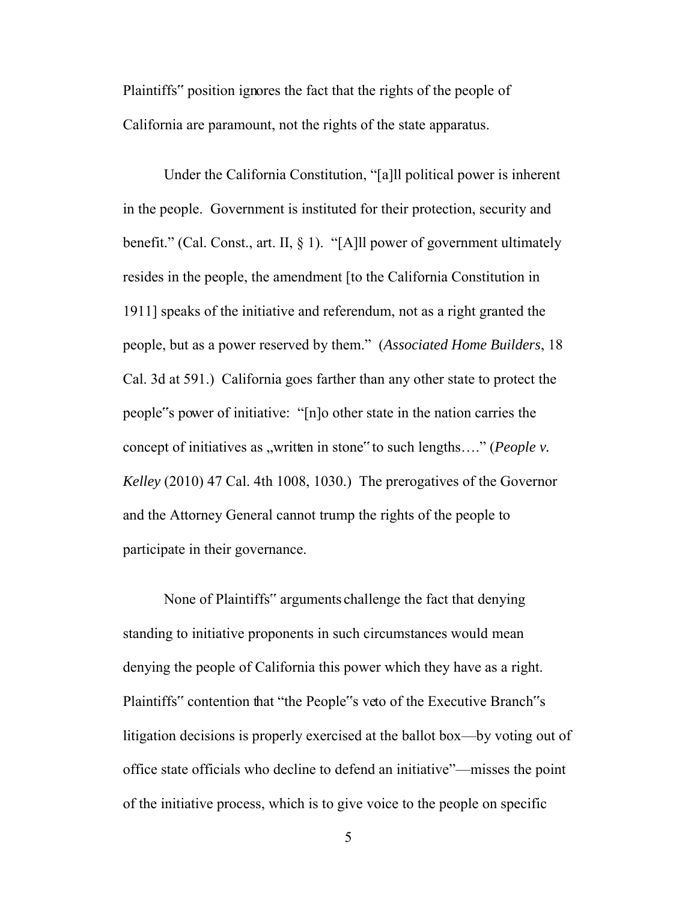Plaintiffs" position ignores the fact that the rights of the people of California are paramount, not the rights of the state apparatus.

Under the California Constitution, "[a]ll political power is inherent in the people. Government is instituted for their protection, security and benefit." (Cal. Const., art. II, § 1). "[A]ll power of government ultimately resides in the people, the amendment [to the California Constitution in 1911] speaks of the initiative and referendum, not as a right granted the people, but as a power reserved by them." (*Associated Home Builders*, 18 Cal. 3d at 591.) California goes farther than any other state to protect the people"s power of initiative: "[n]o other state in the nation carries the concept of initiatives as „written in stone" to such lengths…." (*People v. Kelley* (2010) 47 Cal. 4th 1008, 1030.) The prerogatives of the Governor and the Attorney General cannot trump the rights of the people to participate in their governance.

None of Plaintiffs" arguments challenge the fact that denying standing to initiative proponents in such circumstances would mean denying the people of California this power which they have as a right. Plaintiffs" contention that "the People"s veto of the Executive Branch"s litigation decisions is properly exercised at the ballot box—by voting out of office state officials who decline to defend an initiative"—misses the point of the initiative process, which is to give voice to the people on specific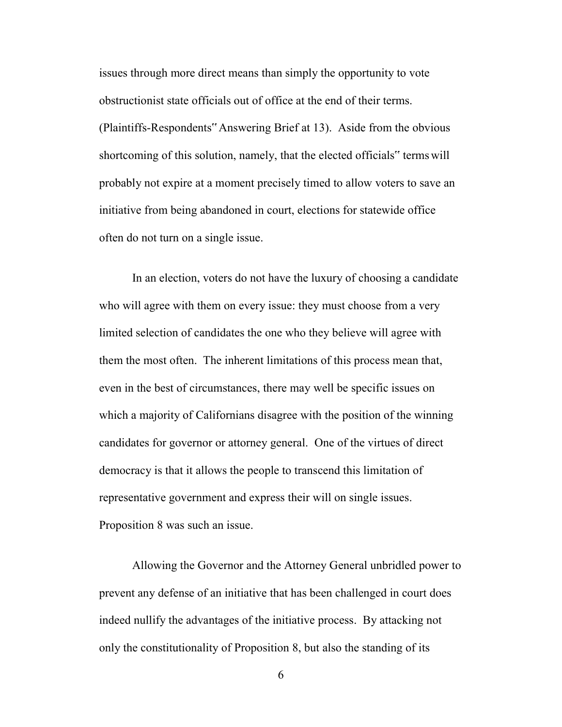issues through more direct means than simply the opportunity to vote obstructionist state officials out of office at the end of their terms. (Plaintiffs-Respondents" Answering Brief at 13). Aside from the obvious shortcoming of this solution, namely, that the elected officials" terms will probably not expire at a moment precisely timed to allow voters to save an initiative from being abandoned in court, elections for statewide office often do not turn on a single issue.

In an election, voters do not have the luxury of choosing a candidate who will agree with them on every issue: they must choose from a very limited selection of candidates the one who they believe will agree with them the most often. The inherent limitations of this process mean that, even in the best of circumstances, there may well be specific issues on which a majority of Californians disagree with the position of the winning candidates for governor or attorney general. One of the virtues of direct democracy is that it allows the people to transcend this limitation of representative government and express their will on single issues. Proposition 8 was such an issue.

Allowing the Governor and the Attorney General unbridled power to prevent any defense of an initiative that has been challenged in court does indeed nullify the advantages of the initiative process. By attacking not only the constitutionality of Proposition 8, but also the standing of its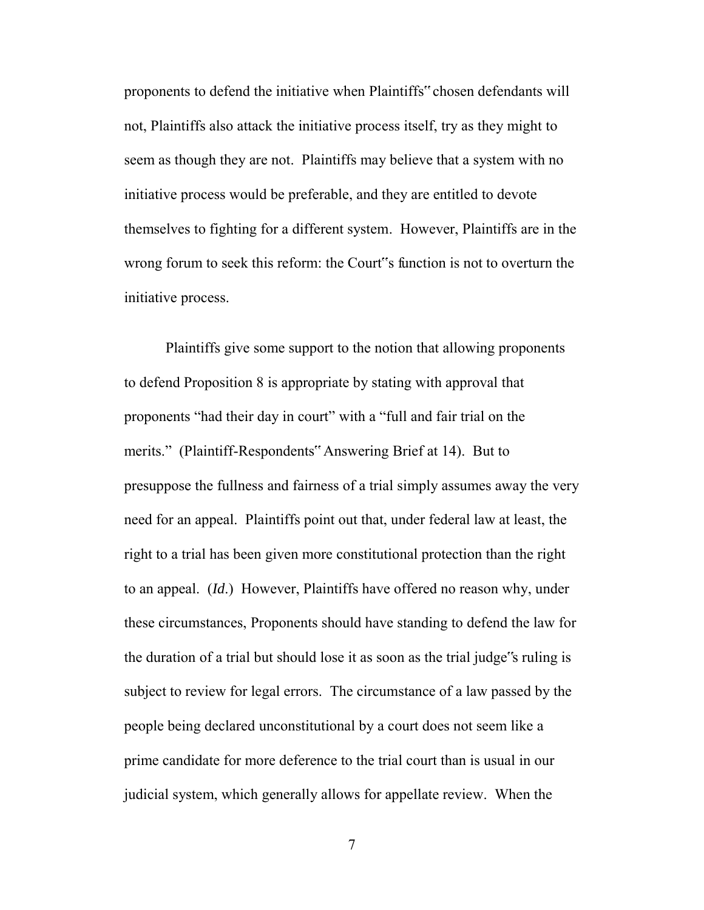proponents to defend the initiative when Plaintiffs" chosen defendants will not, Plaintiffs also attack the initiative process itself, try as they might to seem as though they are not. Plaintiffs may believe that a system with no initiative process would be preferable, and they are entitled to devote themselves to fighting for a different system. However, Plaintiffs are in the wrong forum to seek this reform: the Court"s function is not to overturn the initiative process.

Plaintiffs give some support to the notion that allowing proponents to defend Proposition 8 is appropriate by stating with approval that proponents "had their day in court" with a "full and fair trial on the merits." (Plaintiff-Respondents" Answering Brief at 14). But to presuppose the fullness and fairness of a trial simply assumes away the very need for an appeal. Plaintiffs point out that, under federal law at least, the right to a trial has been given more constitutional protection than the right to an appeal. (*Id*.) However, Plaintiffs have offered no reason why, under these circumstances, Proponents should have standing to defend the law for the duration of a trial but should lose it as soon as the trial judge"s ruling is subject to review for legal errors. The circumstance of a law passed by the people being declared unconstitutional by a court does not seem like a prime candidate for more deference to the trial court than is usual in our judicial system, which generally allows for appellate review. When the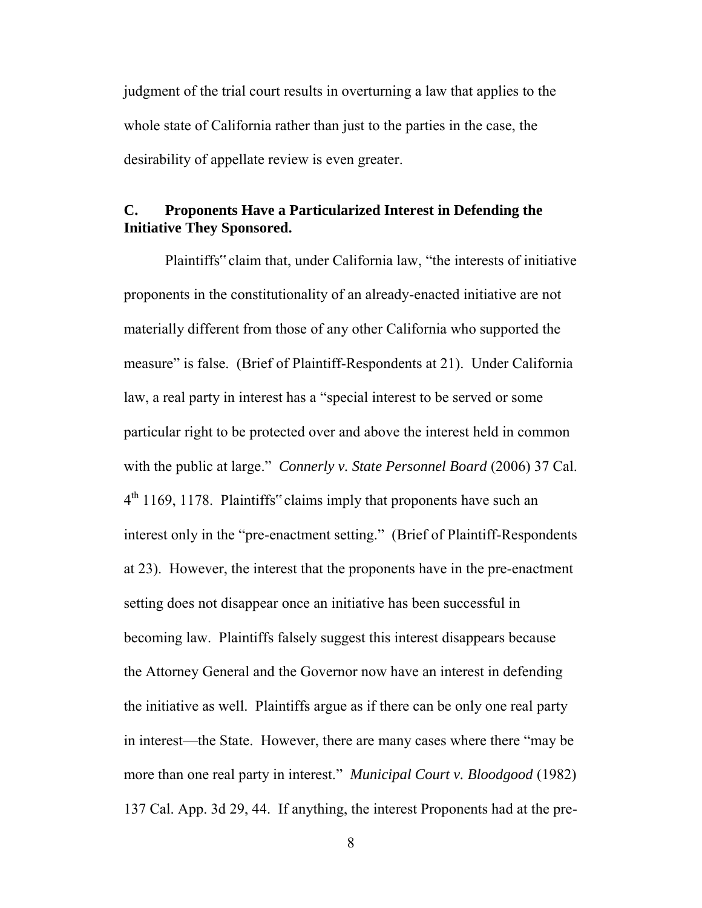judgment of the trial court results in overturning a law that applies to the whole state of California rather than just to the parties in the case, the desirability of appellate review is even greater.

## C. Proponents Have a Particularized Interest in Defending the Initiative They Sponsored.

Plaintiffs" claim that, under California law, "the interests of initiative proponents in the constitutionality of an already-enacted initiative are not materially different from those of any other California who supported the measure" is false. (Brief of Plaintiff-Respondents at 21). Under California law, a real party in interest has a "special interest to be served or some particular right to be protected over and above the interest held in common with the public at large." *Connerly v. State Personnel Board* (2006) 37 Cal. 4th 1169, 1178. Plaintiffs" claims imply that proponents have such an interest only in the "pre-enactment setting." (Brief of Plaintiff-Respondents at 23). However, the interest that the proponents have in the pre-enactment setting does not disappear once an initiative has been successful in becoming law. Plaintiffs falsely suggest this interest disappears because the Attorney General and the Governor now have an interest in defending the initiative as well. Plaintiffs argue as if there can be only one real party in interest—the State. However, there are many cases where there "may be more than one real party in interest." *Municipal Court v. Bloodgood* (1982) 137 Cal. App. 3d 29, 44. If anything, the interest Proponents had at the pre-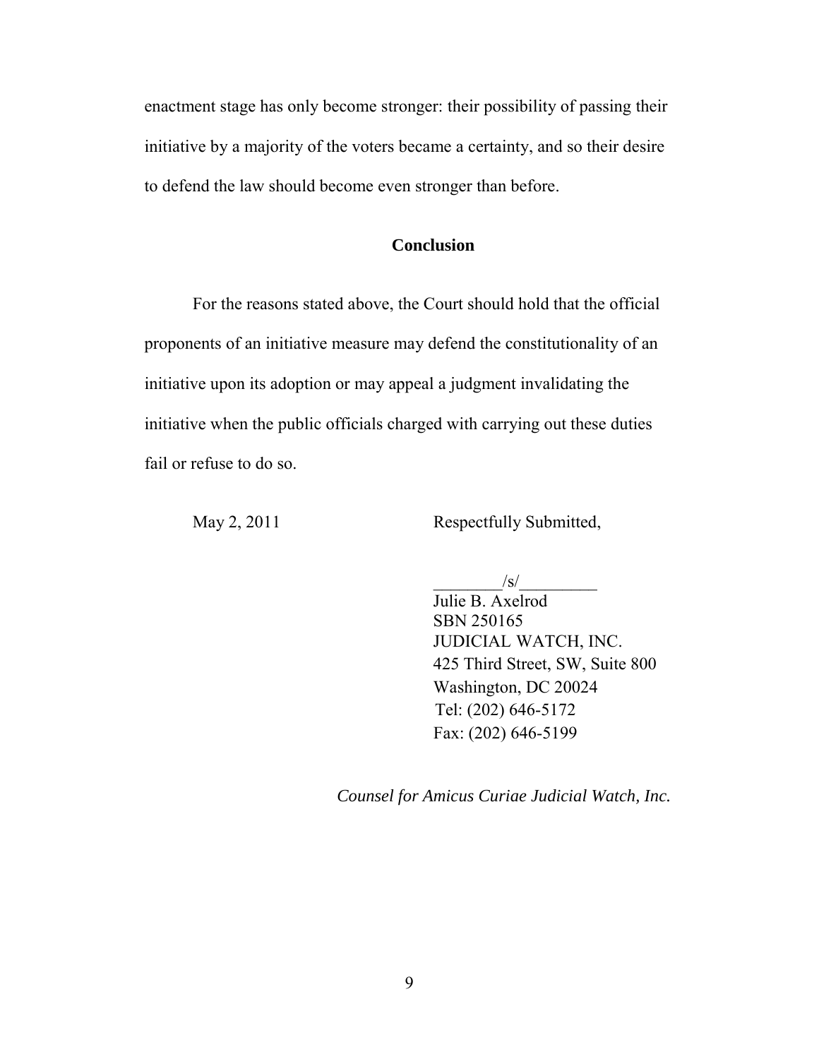enactment stage has only become stronger: their possibility of passing their initiative by a majority of the voters became a certainty, and so their desire to defend the law should become even stronger than before.

## Conclusion

For the reasons stated above, the Court should hold that the official proponents of an initiative measure may defend the constitutionality of an initiative upon its adoption or may appeal a judgment invalidating the initiative when the public officials charged with carrying out these duties fail or refuse to do so.

May 2, 2011

Respectfully Submitted,

________/s/_________
Julie B. Axelrod
SBN 250165
JUDICIAL WATCH, INC.
425 Third Street, SW, Suite 800
Washington, DC 20024
Tel: (202) 646-5172
Fax: (202) 646-5199

*Counsel for Amicus Curiae Judicial Watch, Inc.*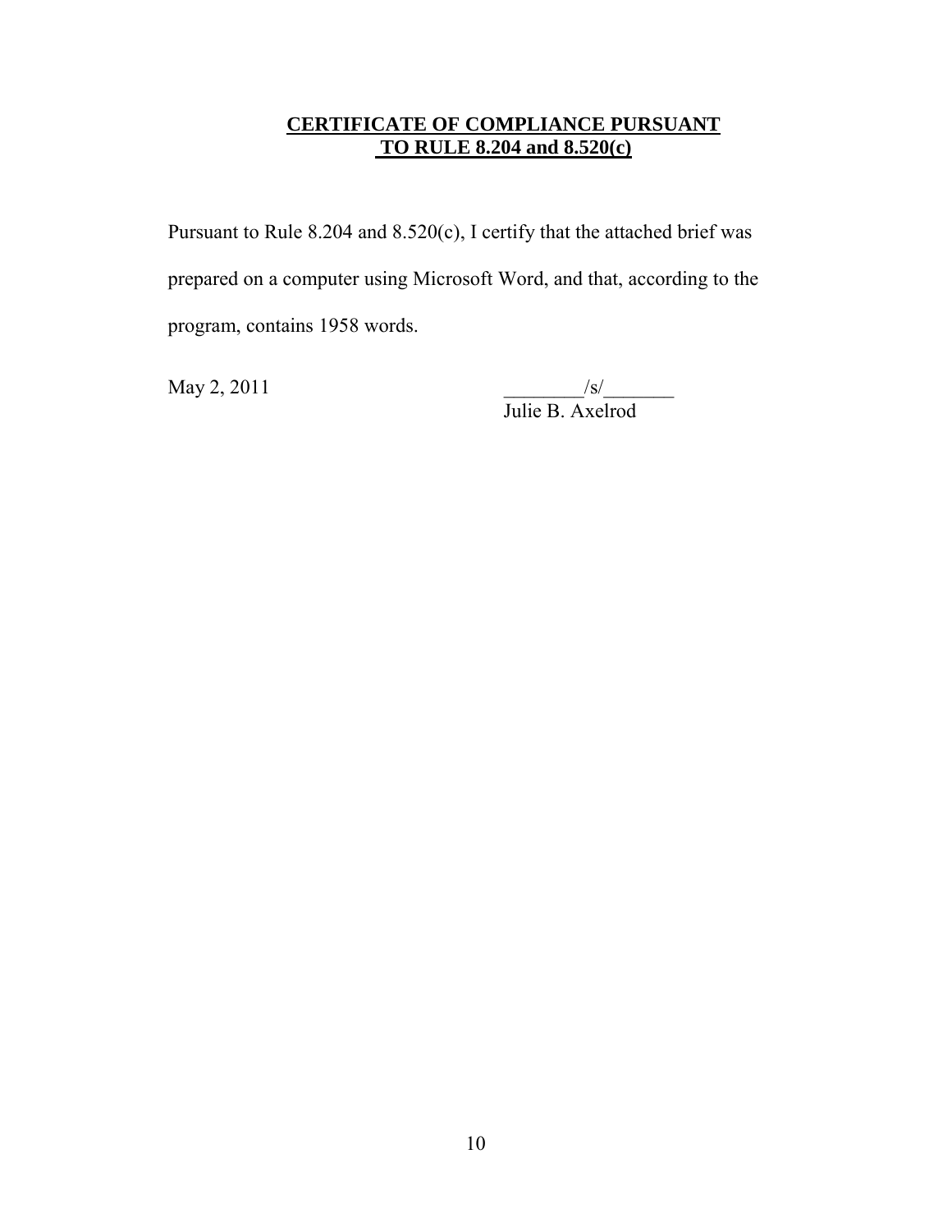## **CERTIFICATE OF COMPLIANCE PURSUANT TO RULE 8.204 and 8.520(c)**

Pursuant to Rule 8.204 and 8.520(c), I certify that the attached brief was prepared on a computer using Microsoft Word, and that, according to the program, contains 1958 words.

May 2, 2011

________/s/_______
Julie B. Axelrod